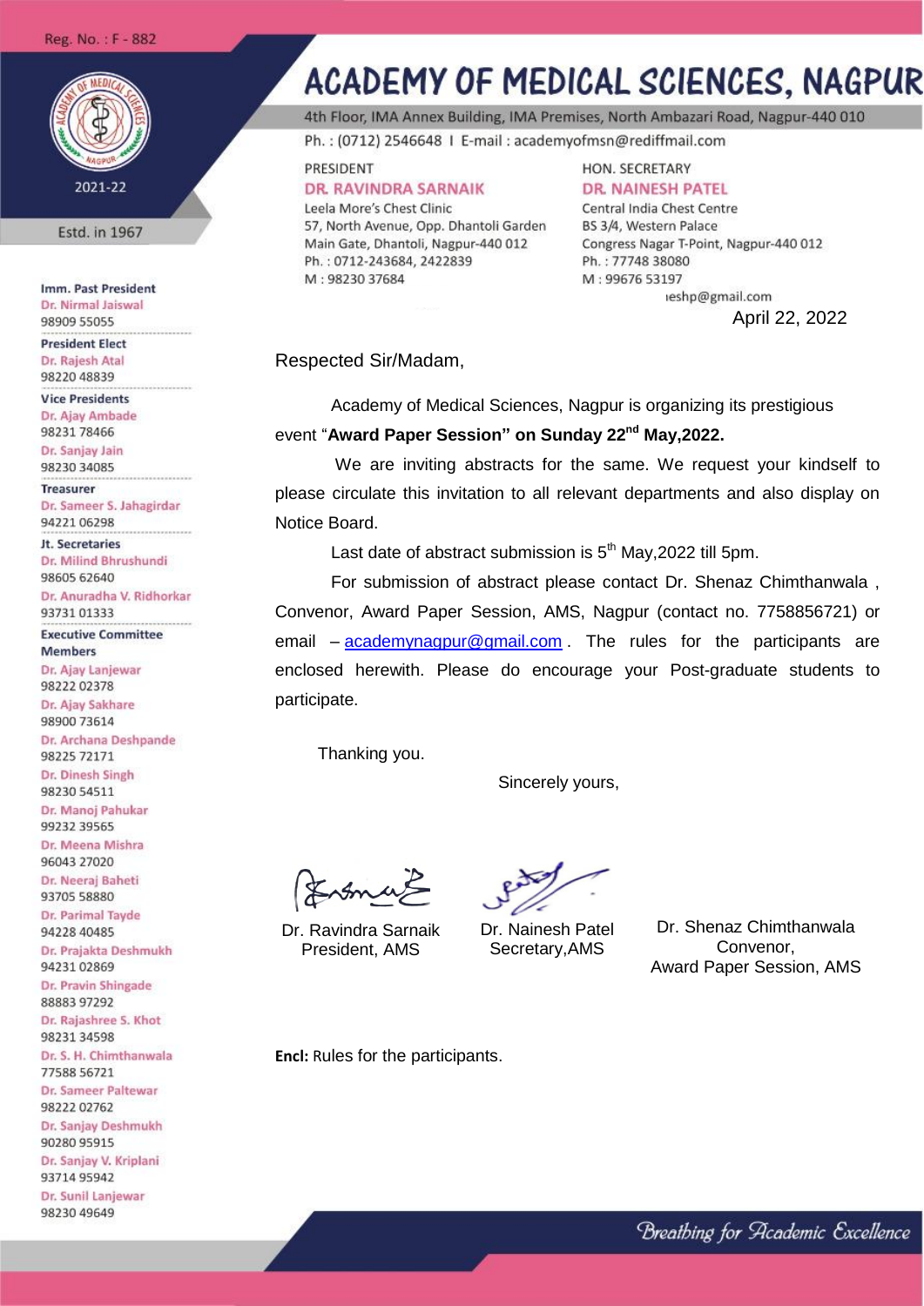Reg. No. : F - 882

2021-22

Estd. in 1967

# ACADEMY OF MEDICAL SCIENCES, NAGPUR

4th Floor, IMA Annex Building, IMA Premises, North Ambazari Road, Nagpur-440 010

Ph. : (0712) 2546648 I E-mail : academyofmsn@rediffmail.com

| PRESIDENT | HON. SECRETARY |
| --- | --- |
| **DR. RAVINDRA SARNAIK** | **DR. NAINESH PATEL** |
| Leela More's Chest Clinic | Central India Chest Centre |
| 57, North Avenue, Opp. Dhantoli Garden | BS 3/4, Western Palace |
| Main Gate, Dhantoli, Nagpur-440 012 | Congress Nagar T-Point, Nagpur-440 012 |
| Ph. : 0712-243684, 2422839 | Ph. : 77748 38080 |
| M : 98230 37684 | M : 99676 53197 |
| | ıeshp@gmail.com |

**Imm. Past President**
Dr. Nirmal Jaiswal
98909 55055

**President Elect**
Dr. Rajesh Atal
98220 48839

**Vice Presidents**
Dr. Ajay Ambade
98231 78466
Dr. Sanjay Jain
98230 34085

**Treasurer**
Dr. Sameer S. Jahagirdar
94221 06298

**Jt. Secretaries**
Dr. Milind Bhrushundi
98605 62640
Dr. Anuradha V. Ridhorkar
93731 01333

**Executive Committee Members**
Dr. Ajay Lanjewar
98222 02378
Dr. Ajay Sakhare
98900 73614
Dr. Archana Deshpande
98225 72171
Dr. Dinesh Singh
98230 54511
Dr. Manoj Pahukar
99232 39565
Dr. Meena Mishra
96043 27020
Dr. Neeraj Baheti
93705 58880
Dr. Parimal Tayde
94228 40485
Dr. Prajakta Deshmukh
94231 02869
Dr. Pravin Shingade
88883 97292
Dr. Rajashree S. Khot
98231 34598
Dr. S. H. Chimthanwala
77588 56721
Dr. Sameer Paltewar
98222 02762
Dr. Sanjay Deshmukh
90280 95915
Dr. Sanjay V. Kriplani
93714 95942
Dr. Sunil Lanjewar
98230 49649

April 22, 2022

Respected Sir/Madam,

Academy of Medical Sciences, Nagpur is organizing its prestigious event "**Award Paper Session" on Sunday 22nd May,2022.**

We are inviting abstracts for the same. We request your kindself to please circulate this invitation to all relevant departments and also display on Notice Board.

Last date of abstract submission is 5th May,2022 till 5pm.

For submission of abstract please contact Dr. Shenaz Chimthanwala , Convenor, Award Paper Session, AMS, Nagpur (contact no. 7758856721) or email – academynagpur@gmail.com . The rules for the participants are enclosed herewith. Please do encourage your Post-graduate students to participate.

Thanking you.

Sincerely yours,

| Dr. Ravindra Sarnaik<br>President, AMS | Dr. Nainesh Patel<br>Secretary,AMS | Dr. Shenaz Chimthanwala<br>Convenor,<br>Award Paper Session, AMS |
| --- | --- | --- |

**Encl:** Rules for the participants.

*Breathing for Academic Excellence*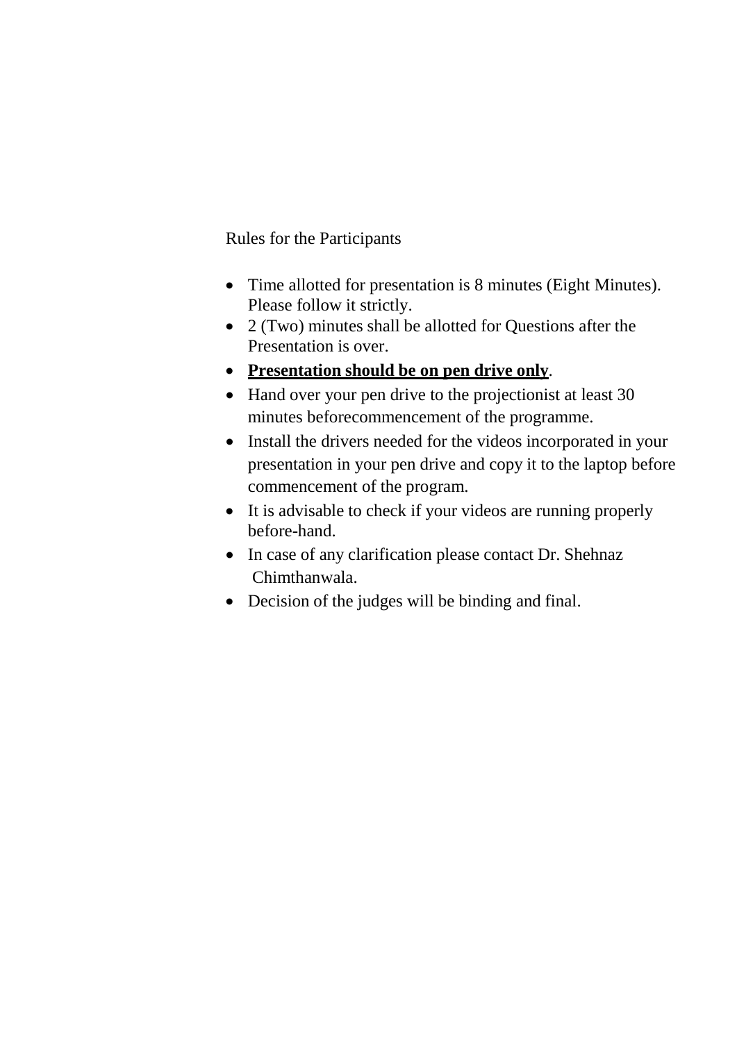Rules for the Participants

- Time allotted for presentation is 8 minutes (Eight Minutes). Please follow it strictly.
- 2 (Two) minutes shall be allotted for Questions after the Presentation is over.
- **<u>Presentation should be on pen drive only</u>**.
- Hand over your pen drive to the projectionist at least 30 minutes beforecommencement of the programme.
- Install the drivers needed for the videos incorporated in your presentation in your pen drive and copy it to the laptop before commencement of the program.
- It is advisable to check if your videos are running properly before-hand.
- In case of any clarification please contact Dr. Shehnaz Chimthanwala.
- Decision of the judges will be binding and final.